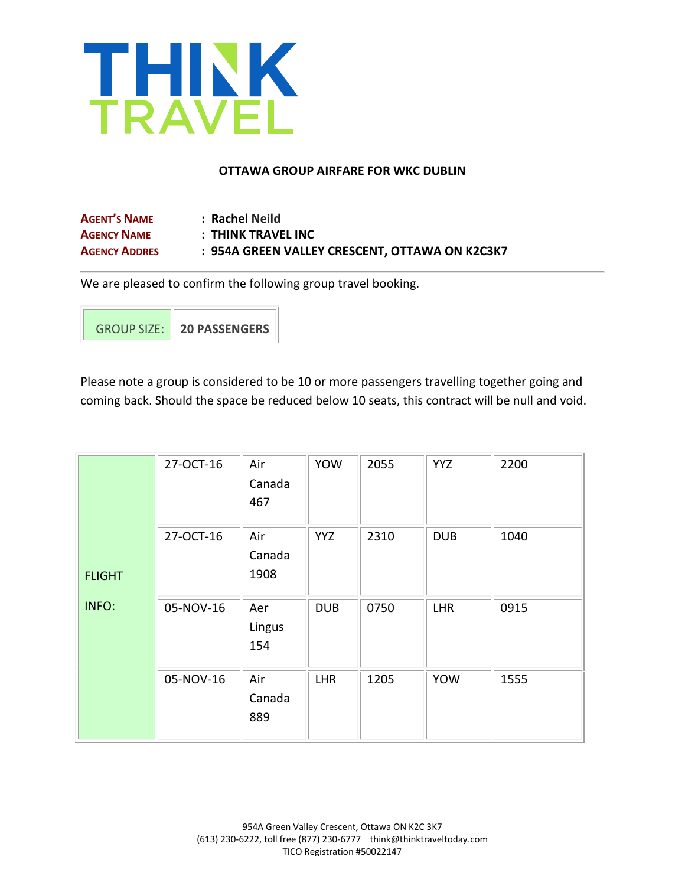# THINK TRAVEL

**OTTAWA GROUP AIRFARE FOR WKC DUBLIN**

| | |
|---|---|
| **Agent's Name** | **: Rachel Neild** |
| **Agency Name** | **: THINK TRAVEL INC** |
| **Agency Addres** | **: 954A GREEN VALLEY CRESCENT, OTTAWA ON K2C3K7** |

We are pleased to confirm the following group travel booking.

| GROUP SIZE: | **20 PASSENGERS** |
|---|---|

Please note a group is considered to be 10 or more passengers travelling together going and coming back. Should the space be reduced below 10 seats, this contract will be null and void.

| FLIGHT INFO: | | | | | | |
|---|---|---|---|---|---|---|
| | 27-OCT-16 | Air Canada 467 | YOW | 2055 | YYZ | 2200 |
| | 27-OCT-16 | Air Canada 1908 | YYZ | 2310 | DUB | 1040 |
| | 05-NOV-16 | Aer Lingus 154 | DUB | 0750 | LHR | 0915 |
| | 05-NOV-16 | Air Canada 889 | LHR | 1205 | YOW | 1555 |

954A Green Valley Crescent, Ottawa ON K2C 3K7
(613) 230-6222, toll free (877) 230-6777 think@thinktraveltoday.com
TICO Registration #50022147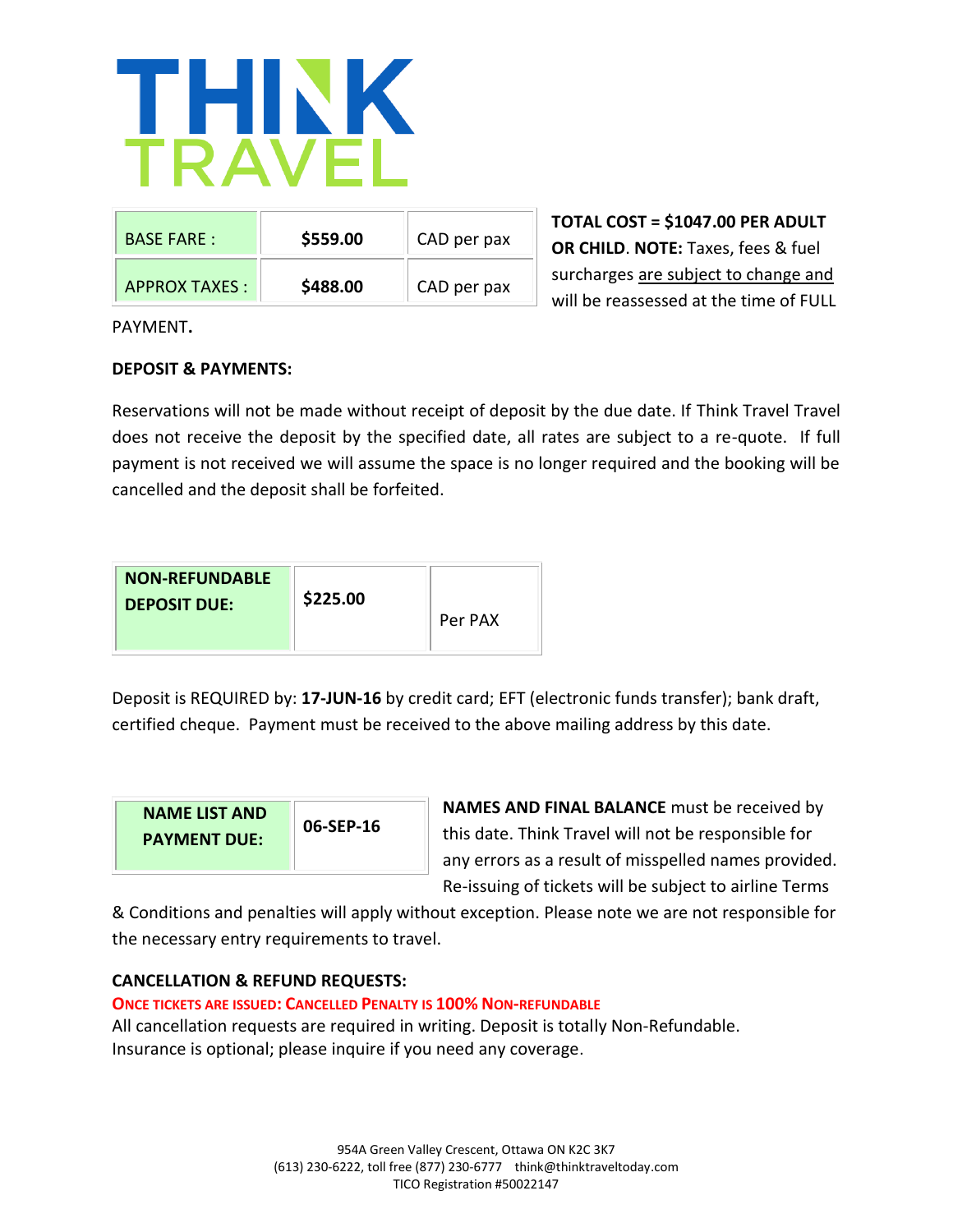# THINK TRAVEL

| BASE FARE : | $559.00 | CAD per pax |
| --- | --- | --- |
| APPROX TAXES : | $488.00 | CAD per pax |

**TOTAL COST = $1047.00 PER ADULT OR CHILD**. **NOTE:** Taxes, fees & fuel surcharges are subject to change and will be reassessed at the time of FULL PAYMENT**.**

**DEPOSIT & PAYMENTS:**

Reservations will not be made without receipt of deposit by the due date. If Think Travel Travel does not receive the deposit by the specified date, all rates are subject to a re-quote. If full payment is not received we will assume the space is no longer required and the booking will be cancelled and the deposit shall be forfeited.

| NON-REFUNDABLE DEPOSIT DUE: | $225.00 | Per PAX |
| --- | --- | --- |

Deposit is REQUIRED by: **17-JUN-16** by credit card; EFT (electronic funds transfer); bank draft, certified cheque. Payment must be received to the above mailing address by this date.

| NAME LIST AND PAYMENT DUE: | 06-SEP-16 |
| --- | --- |

**NAMES AND FINAL BALANCE** must be received by this date. Think Travel will not be responsible for any errors as a result of misspelled names provided. Re-issuing of tickets will be subject to airline Terms & Conditions and penalties will apply without exception. Please note we are not responsible for the necessary entry requirements to travel.

**CANCELLATION & REFUND REQUESTS:**

**ONCE TICKETS ARE ISSUED: CANCELLED PENALTY IS 100% NON-REFUNDABLE**

All cancellation requests are required in writing. Deposit is totally Non-Refundable.
Insurance is optional; please inquire if you need any coverage.

954A Green Valley Crescent, Ottawa ON K2C 3K7
(613) 230-6222, toll free (877) 230-6777 think@thinktraveltoday.com
TICO Registration #50022147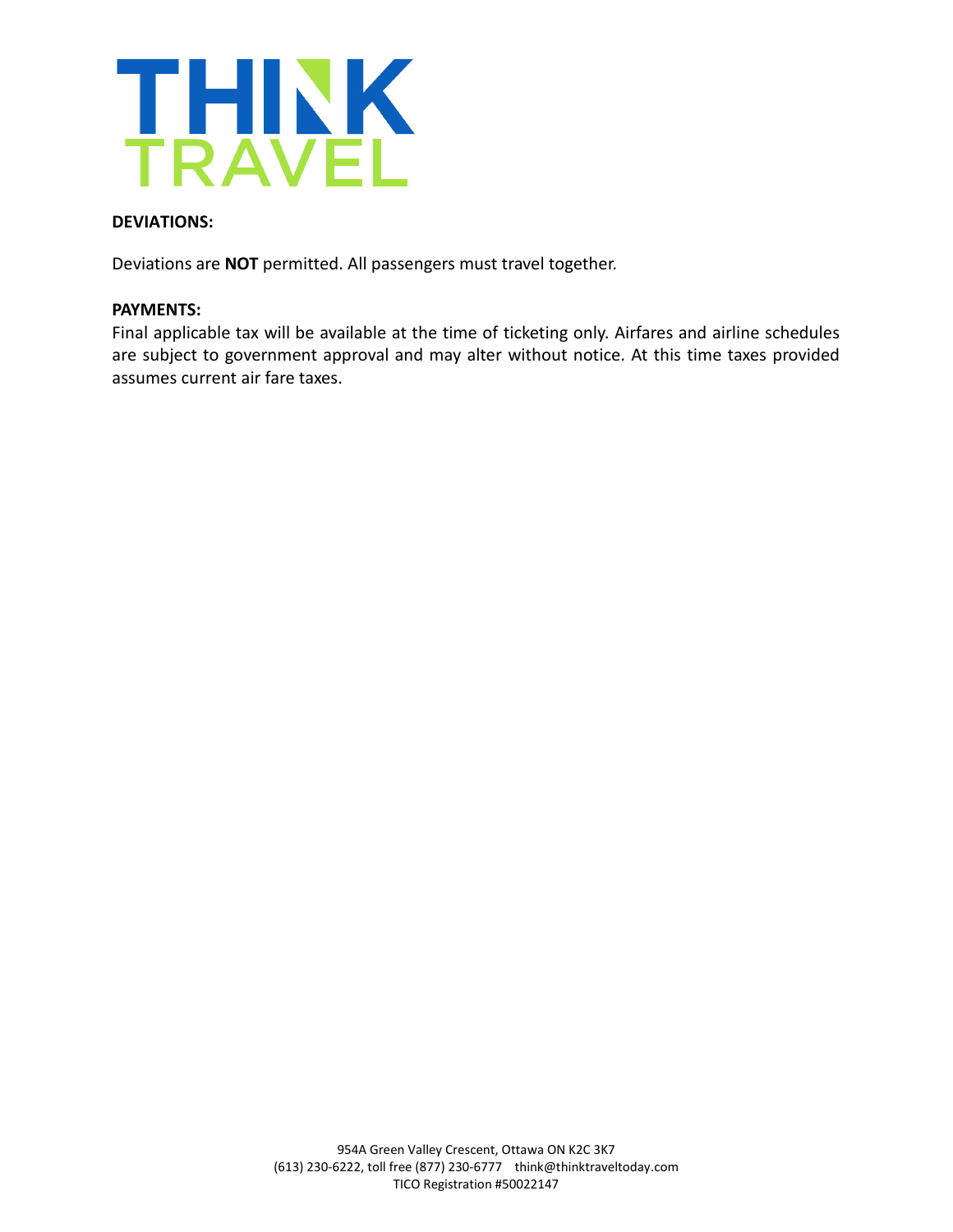**DEVIATIONS:**

Deviations are **NOT** permitted. All passengers must travel together.

**PAYMENTS:**

Final applicable tax will be available at the time of ticketing only. Airfares and airline schedules are subject to government approval and may alter without notice. At this time taxes provided assumes current air fare taxes.